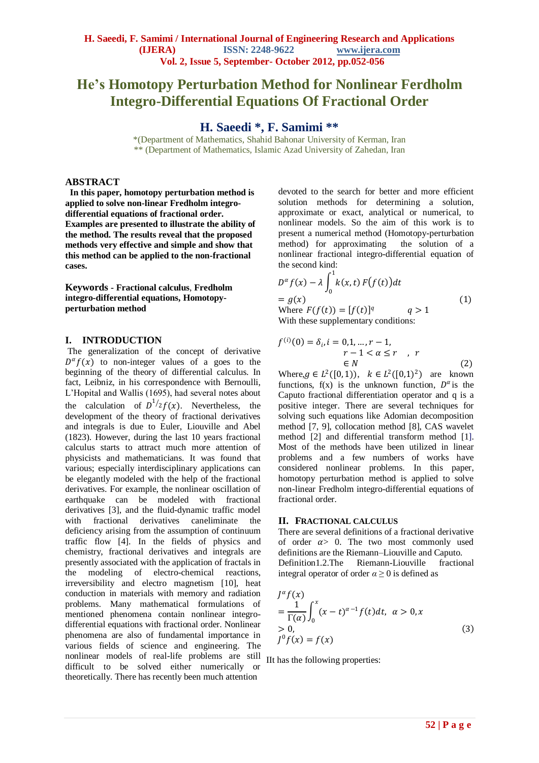# He's Homotopy Perturbation Method for Nonlinear Ferdholm Integro-Differential Equations Of Fractional Order

## H. Saeedi *, F. Samimi **

*(Department of Mathematics, Shahid Bahonar University of Kerman, Iran
** (Department of Mathematics, Islamic Azad University of Zahedan, Iran

## ABSTRACT

**In this paper, homotopy perturbation method is applied to solve non-linear Fredholm integro-differential equations of fractional order. Examples are presented to illustrate the ability of the method. The results reveal that the proposed methods very effective and simple and show that this method can be applied to the non-fractional cases.**

**Keywords - Fractional calculus, Fredholm integro-differential equations, Homotopy-perturbation method**

## I. INTRODUCTION

The generalization of the concept of derivative $D^{\alpha}f(x)$ to non-integer values of a goes to the beginning of the theory of differential calculus. In fact, Leibniz, in his correspondence with Bernoulli, L'Hopital and Wallis (1695), had several notes about the calculation of $D^{1/2}f(x)$. Nevertheless, the development of the theory of fractional derivatives and integrals is due to Euler, Liouville and Abel (1823). However, during the last 10 years fractional calculus starts to attract much more attention of physicists and mathematicians. It was found that various; especially interdisciplinary applications can be elegantly modeled with the help of the fractional derivatives. For example, the nonlinear oscillation of earthquake can be modeled with fractional derivatives [3], and the fluid-dynamic traffic model with fractional derivatives caneliminate the deficiency arising from the assumption of continuum traffic flow [4]. In the fields of physics and chemistry, fractional derivatives and integrals are presently associated with the application of fractals in the modeling of electro-chemical reactions, irreversibility and electro magnetism [10], heat conduction in materials with memory and radiation problems. Many mathematical formulations of mentioned phenomena contain nonlinear integro-differential equations with fractional order. Nonlinear phenomena are also of fundamental importance in various fields of science and engineering. The nonlinear models of real-life problems are still difficult to be solved either numerically or theoretically. There has recently been much attention devoted to the search for better and more efficient solution methods for determining a solution, approximate or exact, analytical or numerical, to nonlinear models. So the aim of this work is to present a numerical method (Homotopy-perturbation method) for approximating the solution of a nonlinear fractional integro-differential equation of the second kind:

$$D^{\alpha}f(x)-\lambda\int_0^1 k(x,t)\,F\big(f(t)\big)dt = g(x) \tag{1}$$

Where $F(f(t))=[f(t)]^q \qquad q>1$

With these supplementary conditions:

$$f^{(i)}(0)=\delta_i, i=0,1,\dots,r-1, \quad r-1<\alpha\le r \quad , r\in N \tag{2}$$

Where, $g\in L^2([0,1))$, $k\in L^2([0,1)^2)$ are known functions, f(x) is the unknown function, $D^{\alpha}$ is the Caputo fractional differentiation operator and q is a positive integer. There are several techniques for solving such equations like Adomian decomposition method [7, 9], collocation method [8], CAS wavelet method [2] and differential transform method [1]. Most of the methods have been utilized in linear problems and a few numbers of works have considered nonlinear problems. In this paper, homotopy perturbation method is applied to solve non-linear Fredholm integro-differential equations of fractional order.

## II. FRACTIONAL CALCULUS

There are several definitions of a fractional derivative of order $\alpha>0$. The two most commonly used definitions are the Riemann–Liouville and Caputo.

Definition1.2.The Riemann-Liouville fractional integral operator of order $\alpha\ge 0$ is defined as

$$J^{\alpha}f(x)=\frac{1}{\Gamma(\alpha)}\int_0^x (x-t)^{\alpha-1}f(t)dt,\ \ \alpha>0, x>0, \qquad J^0f(x)=f(x) \tag{3}$$

IIt has the following properties: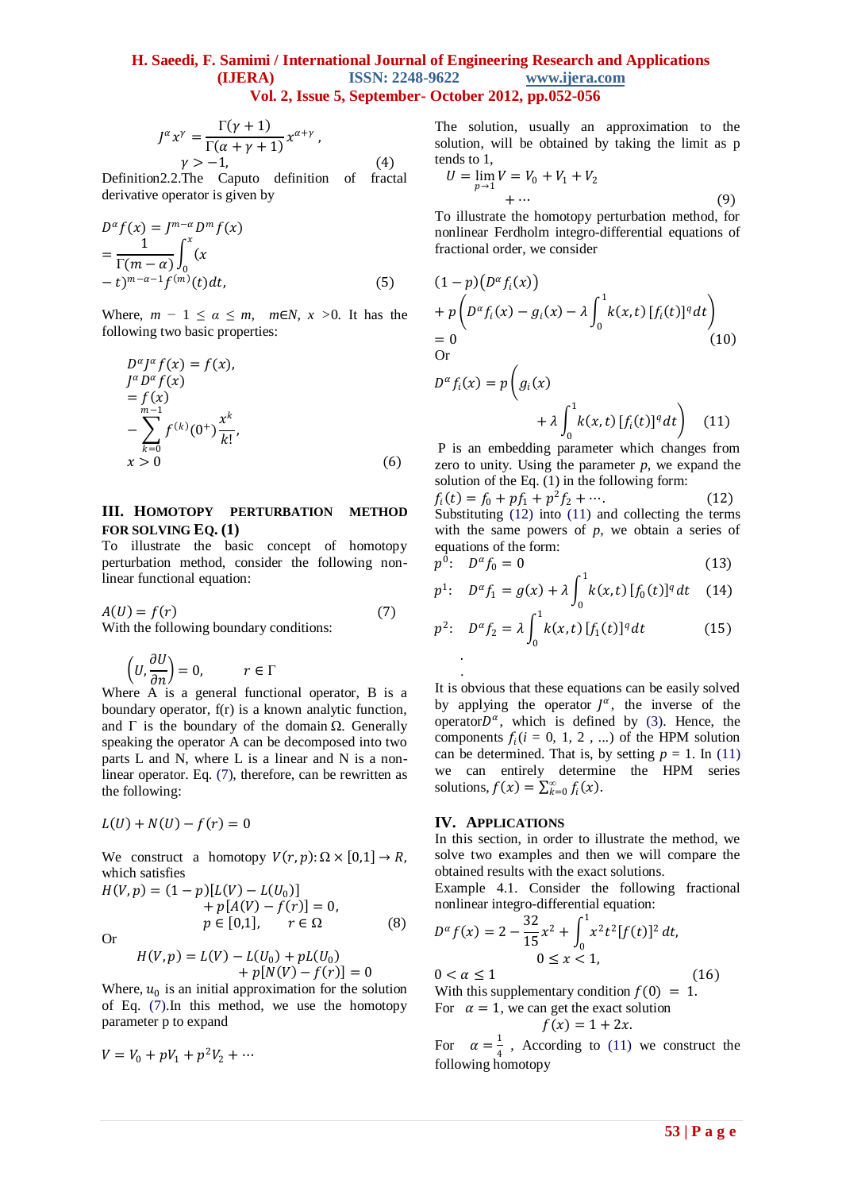$$J^{\alpha} x^{\gamma} = \frac{\Gamma(\gamma+1)}{\Gamma(\alpha+\gamma+1)} x^{\alpha+\gamma}, \quad \gamma > -1, \tag{4}$$

Definition2.2.The Caputo definition of fractal derivative operator is given by

$$D^{\alpha} f(x) = J^{m-\alpha} D^m f(x) = \frac{1}{\Gamma(m-\alpha)} \int_0^x (x-t)^{m-\alpha-1} f^{(m)}(t) dt, \tag{5}$$

Where, $m-1 \leq \alpha \leq m$, $m \in N$, $x > 0$. It has the following two basic properties:

$$D^{\alpha} J^{\alpha} f(x) = f(x), \quad J^{\alpha} D^{\alpha} f(x) = f(x) - \sum_{k=0}^{m-1} f^{(k)}(0^+) \frac{x^k}{k!}, \quad x > 0 \tag{6}$$

## III. Homotopy perturbation method for solving Eq. (1)

To illustrate the basic concept of homotopy perturbation method, consider the following non-linear functional equation:

$$A(U) = f(r) \tag{7}$$

With the following boundary conditions:

$$\left(U, \frac{\partial U}{\partial n}\right) = 0, \qquad r \in \Gamma$$

Where A is a general functional operator, B is a boundary operator, f(r) is a known analytic function, and Γ is the boundary of the domain Ω. Generally speaking the operator A can be decomposed into two parts L and N, where L is a linear and N is a non-linear operator. Eq. (7), therefore, can be rewritten as the following:

$$L(U) + N(U) - f(r) = 0$$

We construct a homotopy $V(r,p): \Omega \times [0,1] \rightarrow R$, which satisfies

$$H(V,p) = (1-p)[L(V) - L(U_0)] + p[A(V) - f(r)] = 0, \quad p \in [0,1], \quad r \in \Omega \tag{8}$$

Or

$$H(V,p) = L(V) - L(U_0) + pL(U_0) + p[N(V) - f(r)] = 0$$

Where, $u_0$ is an initial approximation for the solution of Eq. (7).In this method, we use the homotopy parameter p to expand

$$V = V_0 + pV_1 + p^2 V_2 + \cdots$$

The solution, usually an approximation to the solution, will be obtained by taking the limit as p tends to 1,

$$U = \lim_{p \to 1} V = V_0 + V_1 + V_2 + \cdots \tag{9}$$

To illustrate the homotopy perturbation method, for nonlinear Ferdholm integro-differential equations of fractional order, we consider

$$(1-p)\left(D^{\alpha} f_i(x)\right) + p\left(D^{\alpha} f_i(x) - g_i(x) - \lambda \int_0^1 k(x,t)\,[f_i(t)]^q dt\right) = 0 \tag{10}$$

Or

$$D^{\alpha} f_i(x) = p\left(g_i(x) + \lambda \int_0^1 k(x,t)\,[f_i(t)]^q dt\right) \tag{11}$$

P is an embedding parameter which changes from zero to unity. Using the parameter $p$, we expand the solution of the Eq. (1) in the following form:

$$f_i(t) = f_0 + pf_1 + p^2 f_2 + \cdots. \tag{12}$$

Substituting (12) into (11) and collecting the terms with the same powers of $p$, we obtain a series of equations of the form:

$$p^0: \quad D^{\alpha} f_0 = 0 \tag{13}$$

$$p^1: \quad D^{\alpha} f_1 = g(x) + \lambda \int_0^1 k(x,t)\,[f_0(t)]^q dt \tag{14}$$

$$p^2: \quad D^{\alpha} f_2 = \lambda \int_0^1 k(x,t)\,[f_1(t)]^q dt \tag{15}$$

.
.

It is obvious that these equations can be easily solved by applying the operator $J^{\alpha}$, the inverse of the operator $D^{\alpha}$, which is defined by (3). Hence, the components $f_i (i = 0, 1, 2, \ldots)$ of the HPM solution can be determined. That is, by setting $p = 1$. In (11) we can entirely determine the HPM series solutions, $f(x) = \sum_{k=0}^{\infty} f_i(x)$.

## IV. Applications

In this section, in order to illustrate the method, we solve two examples and then we will compare the obtained results with the exact solutions.

Example 4.1. Consider the following fractional nonlinear integro-differential equation:

$$D^{\alpha} f(x) = 2 - \frac{32}{15} x^2 + \int_0^1 x^2 t^2 [f(t)]^2 \, dt, \quad 0 \leq x < 1, \quad 0 < \alpha \leq 1 \tag{16}$$

With this supplementary condition $f(0) = 1$.

For $\alpha = 1$, we can get the exact solution

$$f(x) = 1 + 2x.$$

For $\alpha = \frac{1}{4}$, According to (11) we construct the following homotopy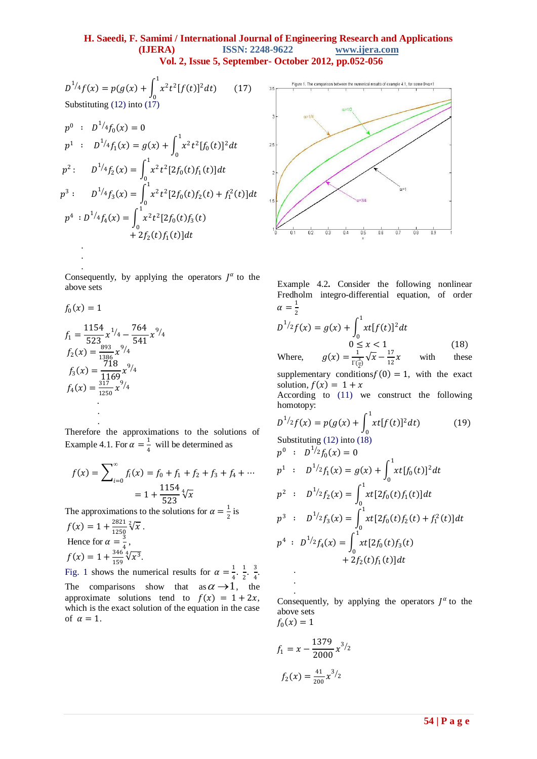$$D^{1/4}f(x) = p(g(x) + \int_0^1 x^2t^2[f(t)]^2 dt) \qquad (17)$$

Substituting (12) into (17)

$$p^0 \;:\; D^{1/4}f_0(x) = 0$$

$$p^1 \;:\; D^{1/4}f_1(x) = g(x) + \int_0^1 x^2t^2[f_0(t)]^2 dt$$

$$p^2 : \quad D^{1/4}f_2(x) = \int_0^1 x^2t^2[2f_0(t)f_1(t)]dt$$

$$p^3 : \quad D^{1/4}f_3(x) = \int_0^1 x^2t^2[2f_0(t)f_2(t) + f_1^2(t)]dt$$

$$p^4 \;: D^{1/4}f_4(x) = \int_0^1 x^2t^2[2f_0(t)f_3(t) + 2f_2(t)f_1(t)]dt$$

.
.
.

Consequently, by applying the operators $J^\alpha$ to the above sets

$$f_0(x) = 1$$

$$f_1 = \frac{1154}{523}x^{1/4} - \frac{764}{541}x^{9/4}$$

$$f_2(x) = \frac{893}{1386}x^{9/4}$$

$$f_3(x) = \frac{718}{1169}x^{9/4}$$

$$f_4(x) = \frac{317}{1250}x^{9/4}$$

.
.
.

Therefore the approximations to the solutions of Example 4.1. For $\alpha = \frac{1}{4}$ will be determined as

$$f(x) = \sum_{i=0}^{\infty} f_i(x) = f_0 + f_1 + f_2 + f_3 + f_4 + \cdots = 1 + \frac{1154}{523}\sqrt[4]{x}$$

The approximations to the solutions for $\alpha = \frac{1}{2}$ is

$$f(x) = 1 + \frac{2821}{1250}\sqrt[2]{x}.$$

Hence for $\alpha = \frac{3}{4}$,

$$f(x) = 1 + \frac{346}{159}\sqrt[4]{x^3}.$$

Fig. 1 shows the numerical results for $\alpha = \frac{1}{4}, \frac{1}{2}, \frac{3}{4}$. The comparisons show that as $\alpha \to 1$, the approximate solutions tend to $f(x) = 1 + 2x$, which is the exact solution of the equation in the case of $\alpha = 1$.

Figure 1. The comparison between the numerical results of example 4.1, for some 0<α<1

Example 4.2. Consider the following nonlinear Fredholm integro-differential equation, of order $\alpha = \frac{1}{2}$

$$D^{1/2}f(x) = g(x) + \int_0^1 xt[f(t)]^2 dt \qquad 0 \le x < 1 \qquad (18)$$

Where, $g(x) = \frac{1}{\Gamma(\frac{3}{2})}\sqrt{x} - \frac{17}{12}x$ with these supplementary conditions $f(0) = 1$, with the exact solution, $f(x) = 1 + x$

According to (11) we construct the following homotopy:

$$D^{1/2}f(x) = p(g(x) + \int_0^1 xt[f(t)]^2 dt) \qquad (19)$$

Substituting (12) into (18)

$$p^0 \;:\; D^{1/2}f_0(x) = 0$$

$$p^1 \;:\; D^{1/2}f_1(x) = g(x) + \int_0^1 xt[f_0(t)]^2 dt$$

$$p^2 \;:\; D^{1/2}f_2(x) = \int_0^1 xt[2f_0(t)f_1(t)]dt$$

$$p^3 \;:\; D^{1/2}f_3(x) = \int_0^1 xt[2f_0(t)f_2(t) + f_1^2(t)]dt$$

$$p^4 \;:\; D^{1/2}f_4(x) = \int_0^1 xt[2f_0(t)f_3(t) + 2f_2(t)f_1(t)]dt$$

.
.
.

Consequently, by applying the operators $J^\alpha$ to the above sets

$$f_0(x) = 1$$

$$f_1 = x - \frac{1379}{2000}x^{3/2}$$

$$f_2(x) = \frac{41}{200}x^{3/2}$$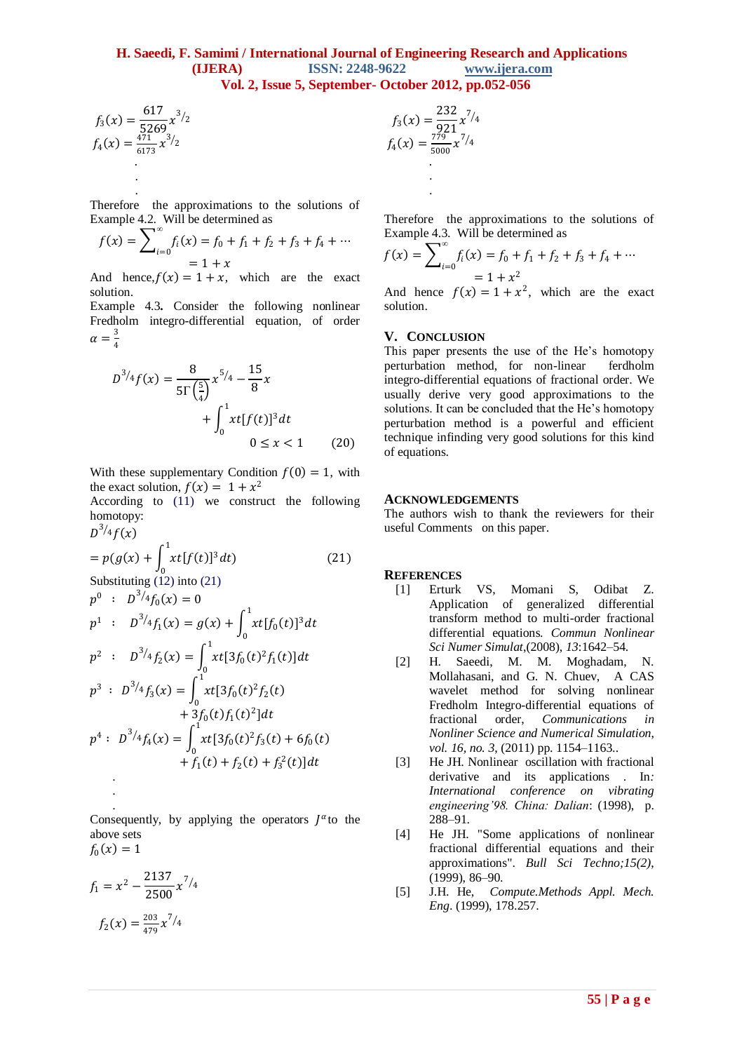$$f_3(x) = \frac{617}{5269} x^{3/2}$$

$$f_4(x) = \frac{471}{6173} x^{3/2}$$

.
.
.

Therefore the approximations to the solutions of Example 4.2. Will be determined as

$$f(x) = \sum_{i=0}^{\infty} f_i(x) = f_0 + f_1 + f_2 + f_3 + f_4 + \cdots$$
$$= 1 + x$$

And hence, $f(x) = 1 + x$, which are the exact solution.

Example 4.3. Consider the following nonlinear Fredholm integro-differential equation, of order $\alpha = \frac{3}{4}$

$$D^{3/4} f(x) = \frac{8}{5\Gamma\left(\frac{5}{4}\right)} x^{5/4} - \frac{15}{8} x + \int_0^1 xt[f(t)]^3 dt \qquad 0 \le x < 1 \qquad (20)$$

With these supplementary Condition $f(0) = 1$, with the exact solution, $f(x) = 1 + x^2$

According to (11) we construct the following homotopy:

$$D^{3/4} f(x) = p(g(x) + \int_0^1 xt[f(t)]^3 dt) \qquad (21)$$

Substituting (12) into (21)

$$p^0 \;:\; D^{3/4} f_0(x) = 0$$

$$p^1 \;:\; D^{3/4} f_1(x) = g(x) + \int_0^1 xt[f_0(t)]^3 dt$$

$$p^2 \;:\; D^{3/4} f_2(x) = \int_0^1 xt[3f_0(t)^2 f_1(t)] dt$$

$$p^3 \;:\; D^{3/4} f_3(x) = \int_0^1 xt[3f_0(t)^2 f_2(t) + 3f_0(t) f_1(t)^2] dt$$

$$p^4 \;:\; D^{3/4} f_4(x) = \int_0^1 xt[3f_0(t)^2 f_3(t) + 6f_0(t) + f_1(t) + f_2(t) + f_3^2(t)] dt$$

.
.
.

Consequently, by applying the operators $J^{\alpha}$ to the above sets

$$f_0(x) = 1$$

$$f_1 = x^2 - \frac{2137}{2500} x^{7/4}$$

$$f_2(x) = \frac{203}{479} x^{7/4}$$

$$f_3(x) = \frac{232}{921} x^{7/4}$$

$$f_4(x) = \frac{779}{5000} x^{7/4}$$

.
.
.

Therefore the approximations to the solutions of Example 4.3. Will be determined as

$$f(x) = \sum_{i=0}^{\infty} f_i(x) = f_0 + f_1 + f_2 + f_3 + f_4 + \cdots$$
$$= 1 + x^2$$

And hence $f(x) = 1 + x^2$, which are the exact solution.

## V. Conclusion

This paper presents the use of the He's homotopy perturbation method, for non-linear ferdholm integro-differential equations of fractional order. We usually derive very good approximations to the solutions. It can be concluded that the He's homotopy perturbation method is a powerful and efficient technique infinding very good solutions for this kind of equations.

## Acknowledgements

The authors wish to thank the reviewers for their useful Comments on this paper.

## References

[1] Erturk VS, Momani S, Odibat Z. Application of generalized differential transform method to multi-order fractional differential equations. *Commun Nonlinear Sci Numer Simulat*,(2008), *13*:1642–54.

[2] H. Saeedi, M. M. Moghadam, N. Mollahasani, and G. N. Chuev, A CAS wavelet method for solving nonlinear Fredholm Integro-differential equations of fractional order, *Communications in Nonliner Science and Numerical Simulation, vol. 16, no. 3*, (2011) pp. 1154–1163..

[3] He JH. Nonlinear oscillation with fractional derivative and its applications . In*: International conference on vibrating engineering'98. China: Dalian*: (1998), p. 288–91.

[4] He JH. "Some applications of nonlinear fractional differential equations and their approximations". *Bull Sci Techno;15(2)*, (1999), 86–90.

[5] J.H. He, *Compute.Methods Appl. Mech. Eng*. (1999), 178.257.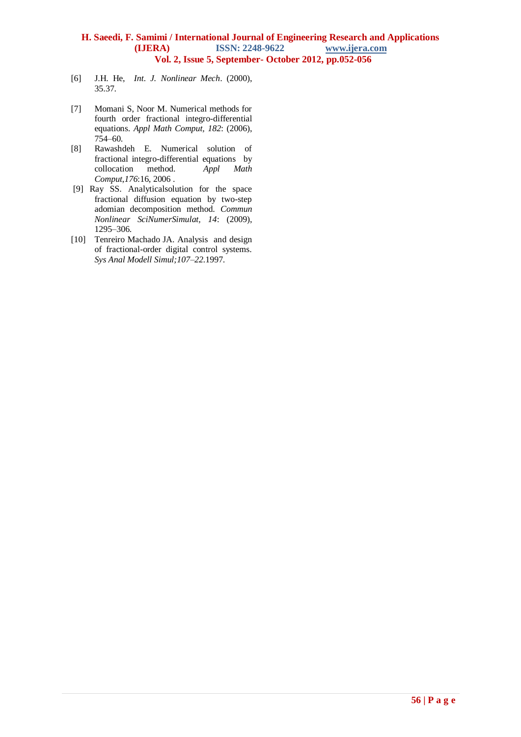[6] J.H. He, *Int. J. Nonlinear Mech*. (2000), 35.37.

[7] Momani S, Noor M. Numerical methods for fourth order fractional integro-differential equations. *Appl Math Comput, 182*: (2006), 754–60.

[8] Rawashdeh E. Numerical solution of fractional integro-differential equations by collocation method. *Appl Math Comput,176*:16, 2006 .

[9] Ray SS. Analyticalsolution for the space fractional diffusion equation by two-step adomian decomposition method. *Commun Nonlinear SciNumerSimulat, 14*: (2009), 1295–306.

[10] Tenreiro Machado JA. Analysis and design of fractional-order digital control systems. *Sys Anal Modell Simul;107–22*.1997.